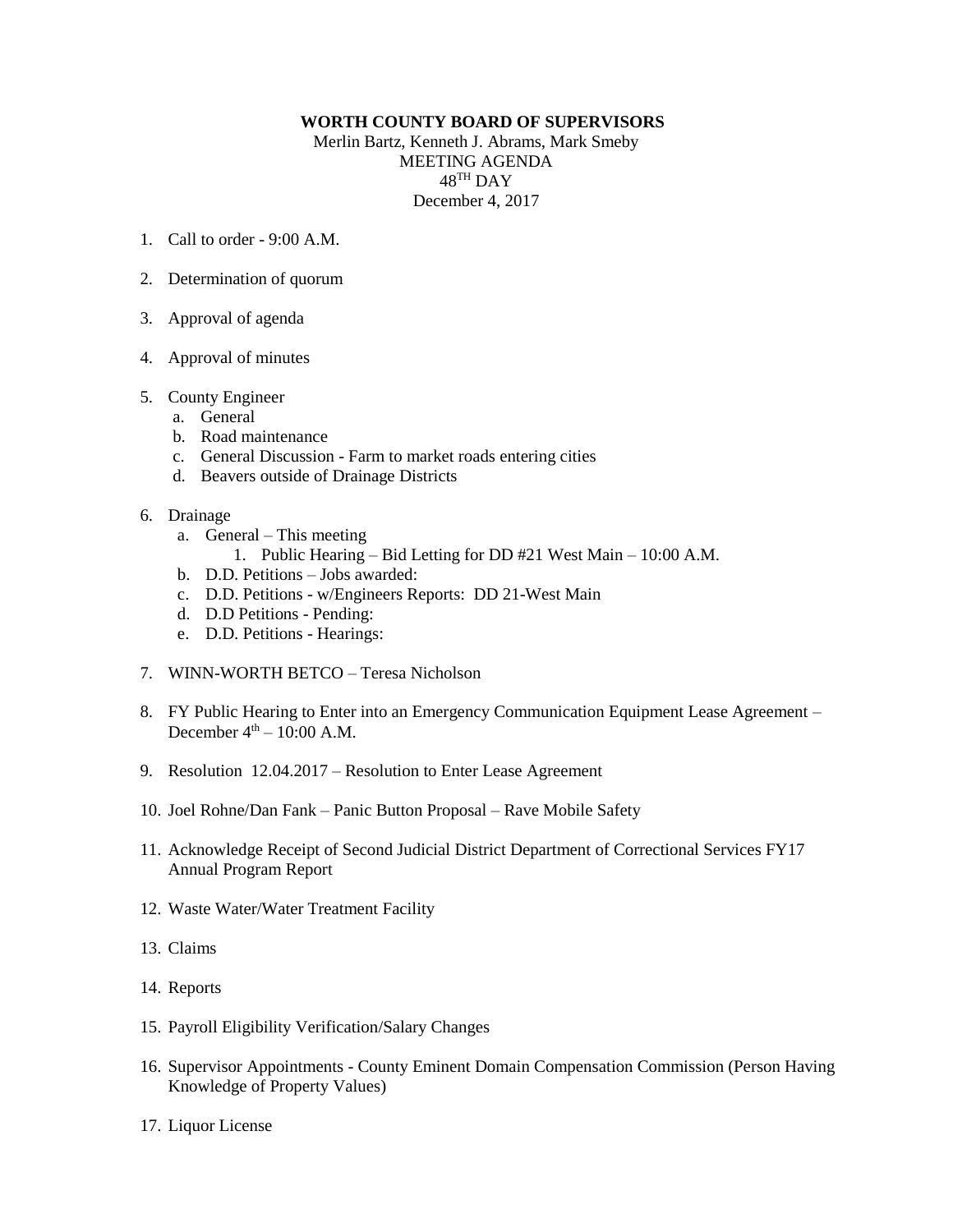**WORTH COUNTY BOARD OF SUPERVISORS**

Merlin Bartz, Kenneth J. Abrams, Mark Smeby

MEETING AGENDA

48TH DAY

December 4, 2017

1. Call to order - 9:00 A.M.

2. Determination of quorum

3. Approval of agenda

4. Approval of minutes

5. County Engineer
   a. General
   b. Road maintenance
   c. General Discussion - Farm to market roads entering cities
   d. Beavers outside of Drainage Districts

6. Drainage
   a. General – This meeting
      1. Public Hearing – Bid Letting for DD #21 West Main – 10:00 A.M.
   b. D.D. Petitions – Jobs awarded:
   c. D.D. Petitions - w/Engineers Reports: DD 21-West Main
   d. D.D Petitions - Pending:
   e. D.D. Petitions - Hearings:

7. WINN-WORTH BETCO – Teresa Nicholson

8. FY Public Hearing to Enter into an Emergency Communication Equipment Lease Agreement – December 4th – 10:00 A.M.

9. Resolution 12.04.2017 – Resolution to Enter Lease Agreement

10. Joel Rohne/Dan Fank – Panic Button Proposal – Rave Mobile Safety

11. Acknowledge Receipt of Second Judicial District Department of Correctional Services FY17 Annual Program Report

12. Waste Water/Water Treatment Facility

13. Claims

14. Reports

15. Payroll Eligibility Verification/Salary Changes

16. Supervisor Appointments - County Eminent Domain Compensation Commission (Person Having Knowledge of Property Values)

17. Liquor License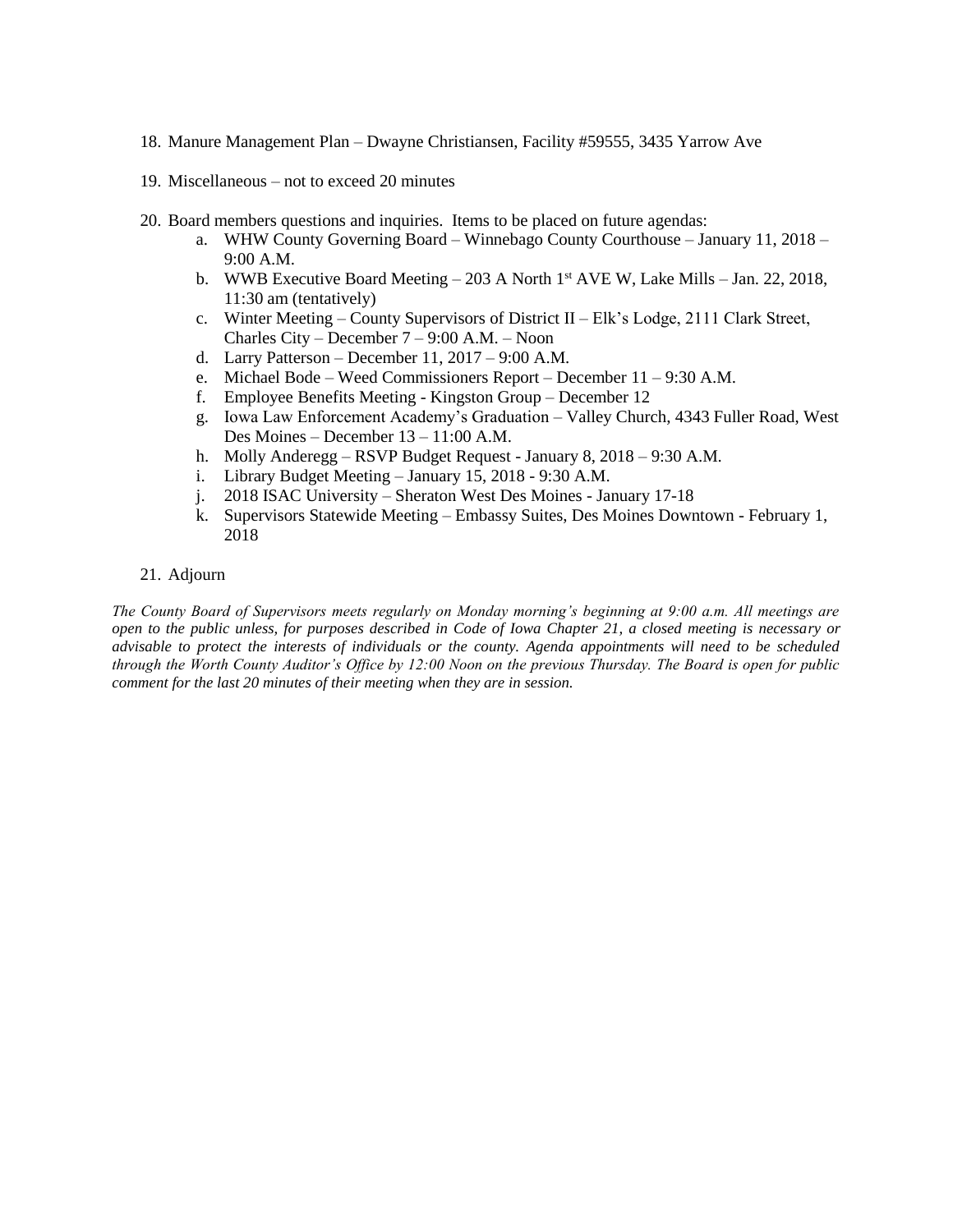18. Manure Management Plan – Dwayne Christiansen, Facility #59555, 3435 Yarrow Ave

19. Miscellaneous – not to exceed 20 minutes

20. Board members questions and inquiries. Items to be placed on future agendas:
    a. WHW County Governing Board – Winnebago County Courthouse – January 11, 2018 – 9:00 A.M.
    b. WWB Executive Board Meeting – 203 A North 1st AVE W, Lake Mills – Jan. 22, 2018, 11:30 am (tentatively)
    c. Winter Meeting – County Supervisors of District II – Elk's Lodge, 2111 Clark Street, Charles City – December 7 – 9:00 A.M. – Noon
    d. Larry Patterson – December 11, 2017 – 9:00 A.M.
    e. Michael Bode – Weed Commissioners Report – December 11 – 9:30 A.M.
    f. Employee Benefits Meeting - Kingston Group – December 12
    g. Iowa Law Enforcement Academy's Graduation – Valley Church, 4343 Fuller Road, West Des Moines – December 13 – 11:00 A.M.
    h. Molly Anderegg – RSVP Budget Request - January 8, 2018 – 9:30 A.M.
    i. Library Budget Meeting – January 15, 2018 - 9:30 A.M.
    j. 2018 ISAC University – Sheraton West Des Moines - January 17-18
    k. Supervisors Statewide Meeting – Embassy Suites, Des Moines Downtown - February 1, 2018

21. Adjourn

*The County Board of Supervisors meets regularly on Monday morning's beginning at 9:00 a.m. All meetings are open to the public unless, for purposes described in Code of Iowa Chapter 21, a closed meeting is necessary or advisable to protect the interests of individuals or the county. Agenda appointments will need to be scheduled through the Worth County Auditor's Office by 12:00 Noon on the previous Thursday. The Board is open for public comment for the last 20 minutes of their meeting when they are in session.*